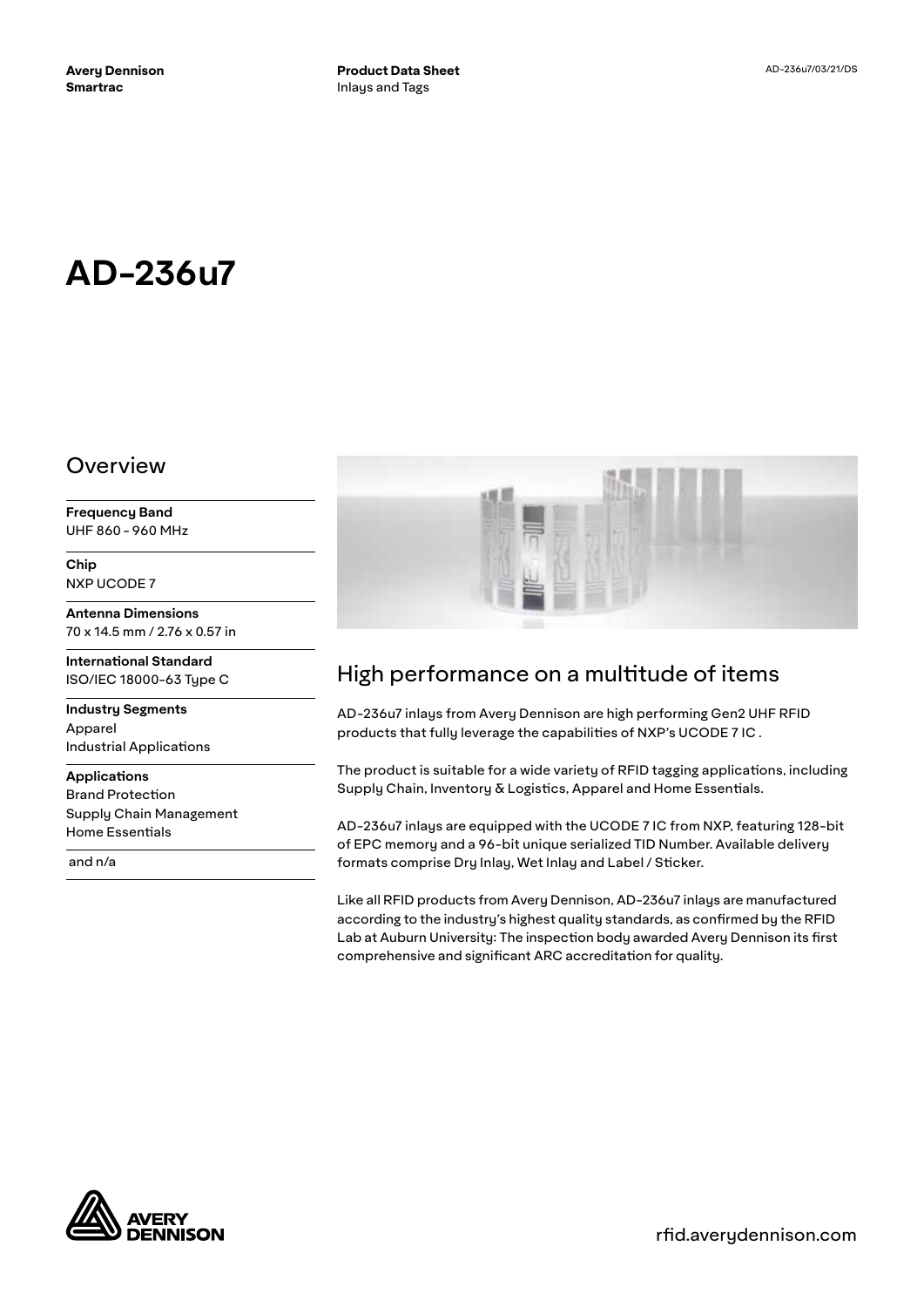Avery Dennison Smartrac

**Product Data Sheet**
Inlays and Tags

AD-236u7/03/21/DS

# AD-236u7

## Overview

**Frequency Band**
UHF 860 - 960 MHz

**Chip**
NXP UCODE 7

**Antenna Dimensions**
70 x 14.5 mm / 2.76 x 0.57 in

**International Standard**
ISO/IEC 18000-63 Type C

**Industry Segments**
Apparel
Industrial Applications

**Applications**
Brand Protection
Supply Chain Management
Home Essentials

and n/a

## High performance on a multitude of items

AD-236u7 inlays from Avery Dennison are high performing Gen2 UHF RFID products that fully leverage the capabilities of NXP's UCODE 7 IC .

The product is suitable for a wide variety of RFID tagging applications, including Supply Chain, Inventory & Logistics, Apparel and Home Essentials.

AD-236u7 inlays are equipped with the UCODE 7 IC from NXP, featuring 128-bit of EPC memory and a 96-bit unique serialized TID Number. Available delivery formats comprise Dry Inlay, Wet Inlay and Label / Sticker.

Like all RFID products from Avery Dennison, AD-236u7 inlays are manufactured according to the industry's highest quality standards, as confirmed by the RFID Lab at Auburn University: The inspection body awarded Avery Dennison its first comprehensive and significant ARC accreditation for quality.

rfid.averydennison.com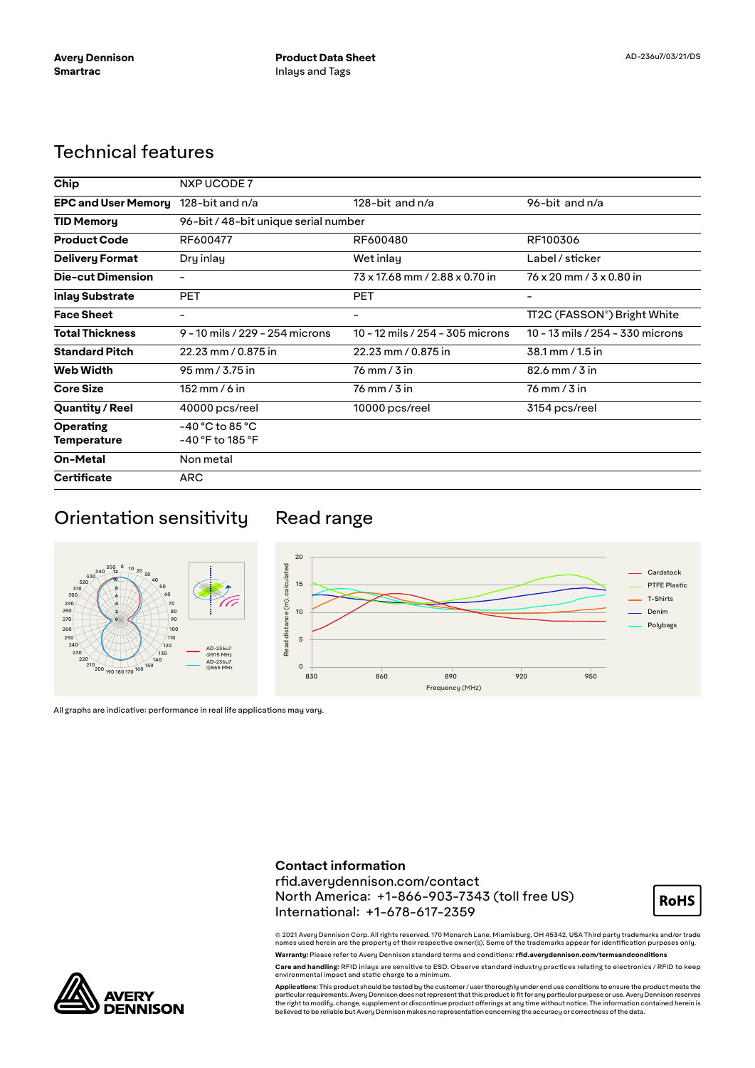# Technical features

| | | | |
|---|---|---|---|
| **Chip** | NXP UCODE 7 | | |
| **EPC and User Memory** | 128-bit and n/a | 128-bit and n/a | 96-bit and n/a |
| **TID Memory** | 96-bit / 48-bit unique serial number | | |
| **Product Code** | RF600477 | RF600480 | RF100306 |
| **Delivery Format** | Dry inlay | Wet inlay | Label / sticker |
| **Die-cut Dimension** | – | 73 x 17.68 mm / 2.88 x 0.70 in | 76 x 20 mm / 3 x 0.80 in |
| **Inlay Substrate** | PET | PET | – |
| **Face Sheet** | – | – | TT2C (FASSON®) Bright White |
| **Total Thickness** | 9 - 10 mils / 229 - 254 microns | 10 - 12 mils / 254 - 305 microns | 10 - 13 mils / 254 - 330 microns |
| **Standard Pitch** | 22.23 mm / 0.875 in | 22.23 mm / 0.875 in | 38.1 mm / 1.5 in |
| **Web Width** | 95 mm / 3.75 in | 76 mm / 3 in | 82.6 mm / 3 in |
| **Core Size** | 152 mm / 6 in | 76 mm / 3 in | 76 mm / 3 in |
| **Quantity / Reel** | 40000 pcs/reel | 10000 pcs/reel | 3154 pcs/reel |
| **Operating Temperature** | -40 °C to 85 °C<br>-40 °F to 185 °F | | |
| **On-Metal** | Non metal | | |
| **Certificate** | ARC | | |

## Orientation sensitivity

AD-236u7 @915 MHz
AD-236u7 @865 MHz

## Read range

Read distance (m), calculated
Frequency (MHz)
830 860 890 920 950
0 5 10 15 20
Cardstock
PTFE Plastic
T-Shirts
Denim
Polybags

All graphs are indicative: performance in real life applications may vary.

### Contact information

rfid.averydennison.com/contact
North America: +1-866-903-7343 (toll free US)
International: +1-678-617-2359

RoHS

© 2021 Avery Dennison Corp. All rights reserved. 170 Monarch Lane, Miamisburg, OH 45342, USA Third party trademarks and/or trade names used herein are the property of their respective owner(s). Some of the trademarks appear for identification purposes only.

**Warranty:** Please refer to Avery Dennison standard terms and conditions: **rfid.averydennison.com/termsandconditions**

**Care and handling:** RFID inlays are sensitive to ESD. Observe standard industry practices relating to electronics / RFID to keep environmental impact and static charge to a minimum.

**Applications:** This product should be tested by the customer / user thoroughly under end use conditions to ensure the product meets the particular requirements. Avery Dennison does not represent that this product is fit for any particular purpose or use. Avery Dennison reserves the right to modify, change, supplement or discontinue product offerings at any time without notice. The information contained herein is believed to be reliable but Avery Dennison makes no representation concerning the accuracy or correctness of the data.

AVERY DENNISON